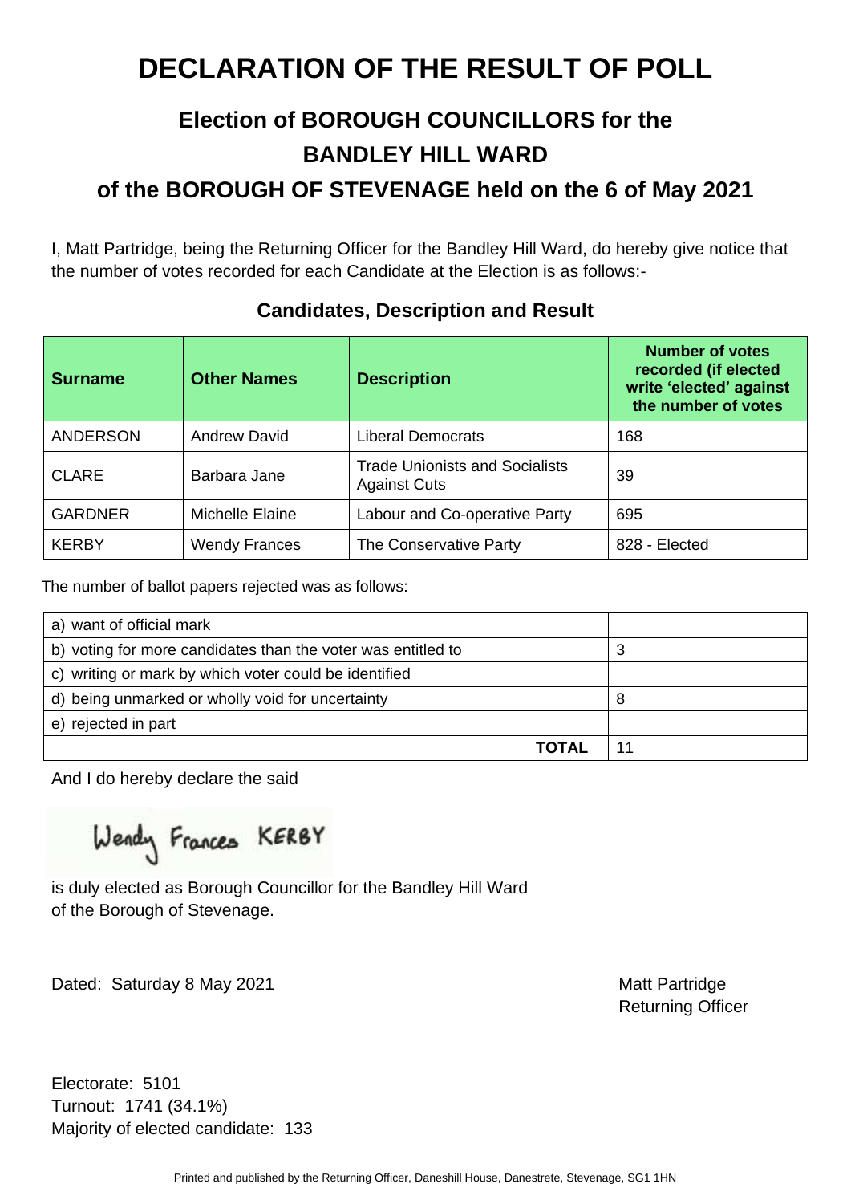# DECLARATION OF THE RESULT OF POLL

## Election of BOROUGH COUNCILLORS for the BANDLEY HILL WARD of the BOROUGH OF STEVENAGE held on the 6 of May 2021

I, Matt Partridge, being the Returning Officer for the Bandley Hill Ward, do hereby give notice that the number of votes recorded for each Candidate at the Election is as follows:-

### Candidates, Description and Result

| Surname | Other Names | Description | Number of votes recorded (if elected write 'elected' against the number of votes |
|---|---|---|---|
| ANDERSON | Andrew David | Liberal Democrats | 168 |
| CLARE | Barbara Jane | Trade Unionists and Socialists Against Cuts | 39 |
| GARDNER | Michelle Elaine | Labour and Co-operative Party | 695 |
| KERBY | Wendy Frances | The Conservative Party | 828 - Elected |

The number of ballot papers rejected was as follows:

| | |
|---|---|
| a) want of official mark | |
| b) voting for more candidates than the voter was entitled to | 3 |
| c) writing or mark by which voter could be identified | |
| d) being unmarked or wholly void for uncertainty | 8 |
| e) rejected in part | |
| **TOTAL** | 11 |

And I do hereby declare the said

Wendy Frances KERBY

is duly elected as Borough Councillor for the Bandley Hill Ward of the Borough of Stevenage.

Dated: Saturday 8 May 2021

Matt Partridge
Returning Officer

Electorate: 5101
Turnout: 1741 (34.1%)
Majority of elected candidate: 133

Printed and published by the Returning Officer, Daneshill House, Danestrete, Stevenage, SG1 1HN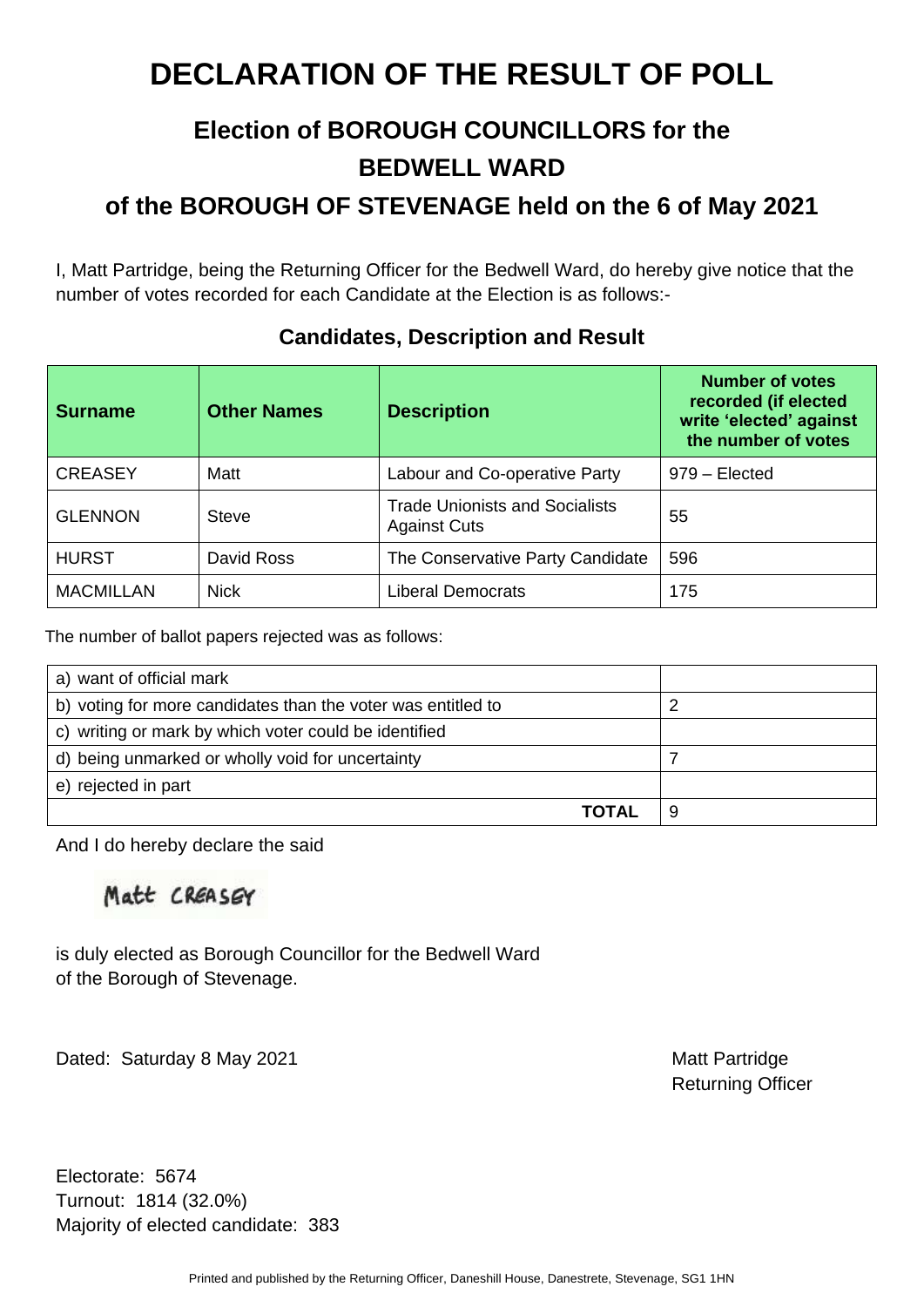# DECLARATION OF THE RESULT OF POLL

## Election of BOROUGH COUNCILLORS for the BEDWELL WARD

## of the BOROUGH OF STEVENAGE held on the 6 of May 2021

I, Matt Partridge, being the Returning Officer for the Bedwell Ward, do hereby give notice that the number of votes recorded for each Candidate at the Election is as follows:-

### Candidates, Description and Result

| Surname | Other Names | Description | Number of votes recorded (if elected write 'elected' against the number of votes |
|---|---|---|---|
| CREASEY | Matt | Labour and Co-operative Party | 979 – Elected |
| GLENNON | Steve | Trade Unionists and Socialists Against Cuts | 55 |
| HURST | David Ross | The Conservative Party Candidate | 596 |
| MACMILLAN | Nick | Liberal Democrats | 175 |

The number of ballot papers rejected was as follows:

| | |
|---|---|
| a) want of official mark | |
| b) voting for more candidates than the voter was entitled to | 2 |
| c) writing or mark by which voter could be identified | |
| d) being unmarked or wholly void for uncertainty | 7 |
| e) rejected in part | |
| **TOTAL** | 9 |

And I do hereby declare the said

Matt CREASEY

is duly elected as Borough Councillor for the Bedwell Ward of the Borough of Stevenage.

Dated: Saturday 8 May 2021

Matt Partridge
Returning Officer

Electorate: 5674
Turnout: 1814 (32.0%)
Majority of elected candidate: 383

Printed and published by the Returning Officer, Daneshill House, Danestrete, Stevenage, SG1 1HN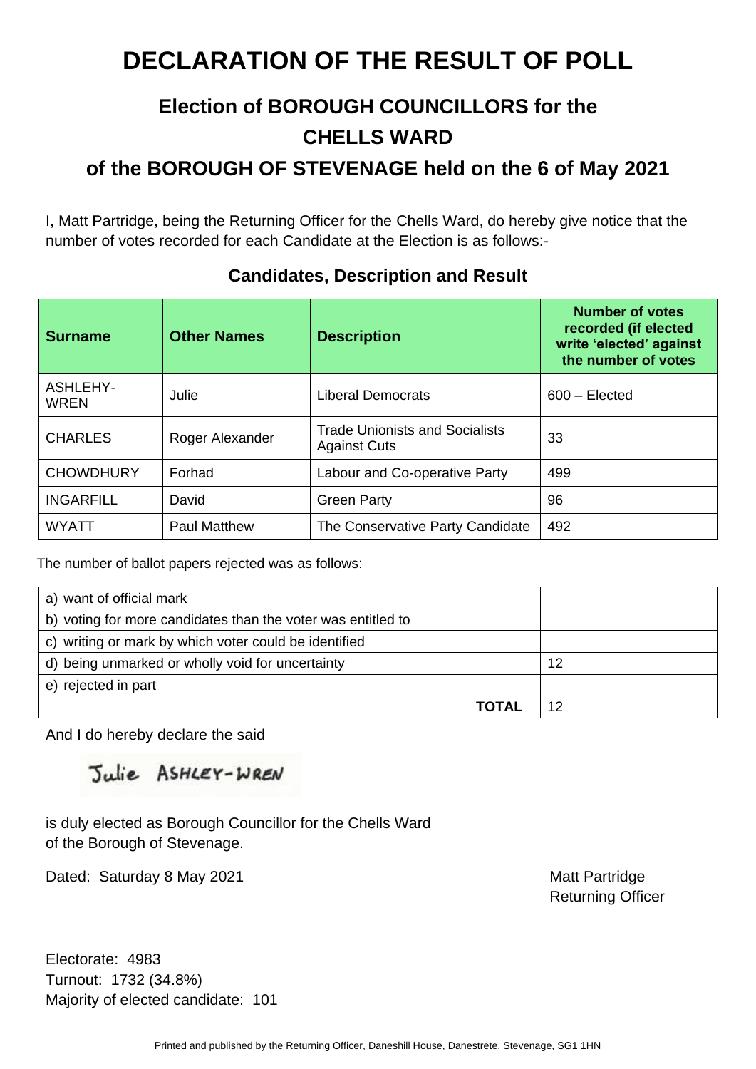# DECLARATION OF THE RESULT OF POLL

## Election of BOROUGH COUNCILLORS for the CHELLS WARD

## of the BOROUGH OF STEVENAGE held on the 6 of May 2021

I, Matt Partridge, being the Returning Officer for the Chells Ward, do hereby give notice that the number of votes recorded for each Candidate at the Election is as follows:-

### Candidates, Description and Result

| Surname | Other Names | Description | Number of votes recorded (if elected write 'elected' against the number of votes |
|---|---|---|---|
| ASHLEHY-WREN | Julie | Liberal Democrats | 600 – Elected |
| CHARLES | Roger Alexander | Trade Unionists and Socialists Against Cuts | 33 |
| CHOWDHURY | Forhad | Labour and Co-operative Party | 499 |
| INGARFILL | David | Green Party | 96 |
| WYATT | Paul Matthew | The Conservative Party Candidate | 492 |

The number of ballot papers rejected was as follows:

| | |
|---|---|
| a) want of official mark | |
| b) voting for more candidates than the voter was entitled to | |
| c) writing or mark by which voter could be identified | |
| d) being unmarked or wholly void for uncertainty | 12 |
| e) rejected in part | |
| **TOTAL** | 12 |

And I do hereby declare the said

Julie ASHLEY-WREN

is duly elected as Borough Councillor for the Chells Ward of the Borough of Stevenage.

Dated: Saturday 8 May 2021

Matt Partridge
Returning Officer

Electorate: 4983
Turnout: 1732 (34.8%)
Majority of elected candidate: 101

Printed and published by the Returning Officer, Daneshill House, Danestrete, Stevenage, SG1 1HN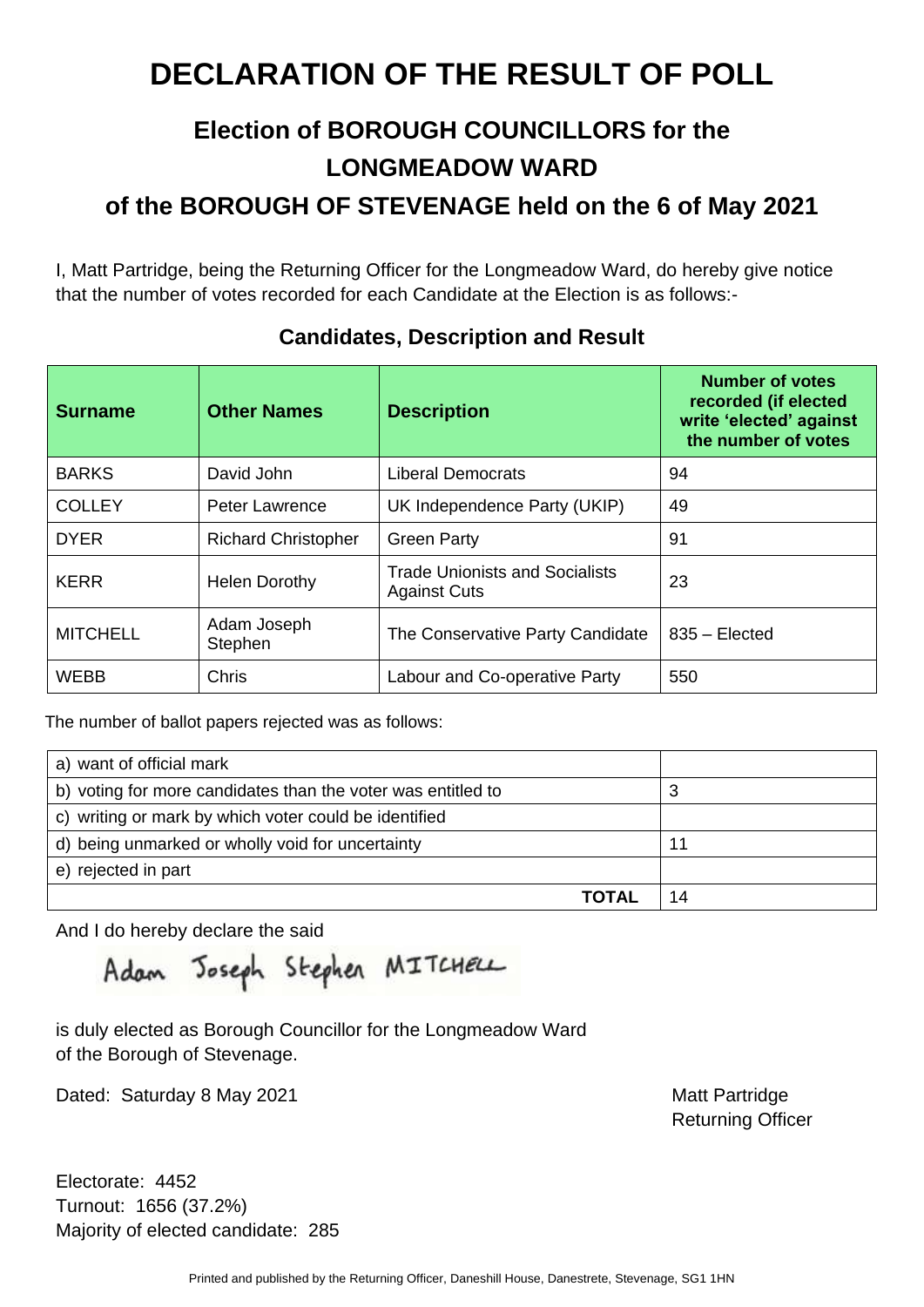# DECLARATION OF THE RESULT OF POLL

## Election of BOROUGH COUNCILLORS for the LONGMEADOW WARD

## of the BOROUGH OF STEVENAGE held on the 6 of May 2021

I, Matt Partridge, being the Returning Officer for the Longmeadow Ward, do hereby give notice that the number of votes recorded for each Candidate at the Election is as follows:-

### Candidates, Description and Result

| Surname | Other Names | Description | Number of votes recorded (if elected write 'elected' against the number of votes |
|---|---|---|---|
| BARKS | David John | Liberal Democrats | 94 |
| COLLEY | Peter Lawrence | UK Independence Party (UKIP) | 49 |
| DYER | Richard Christopher | Green Party | 91 |
| KERR | Helen Dorothy | Trade Unionists and Socialists Against Cuts | 23 |
| MITCHELL | Adam Joseph Stephen | The Conservative Party Candidate | 835 – Elected |
| WEBB | Chris | Labour and Co-operative Party | 550 |

The number of ballot papers rejected was as follows:

| | |
|---|---|
| a) want of official mark | |
| b) voting for more candidates than the voter was entitled to | 3 |
| c) writing or mark by which voter could be identified | |
| d) being unmarked or wholly void for uncertainty | 11 |
| e) rejected in part | |
| **TOTAL** | 14 |

And I do hereby declare the said

Adam Joseph Stephen MITCHELL

is duly elected as Borough Councillor for the Longmeadow Ward of the Borough of Stevenage.

Dated: Saturday 8 May 2021

Matt Partridge
Returning Officer

Electorate: 4452
Turnout: 1656 (37.2%)
Majority of elected candidate: 285

Printed and published by the Returning Officer, Daneshill House, Danestrete, Stevenage, SG1 1HN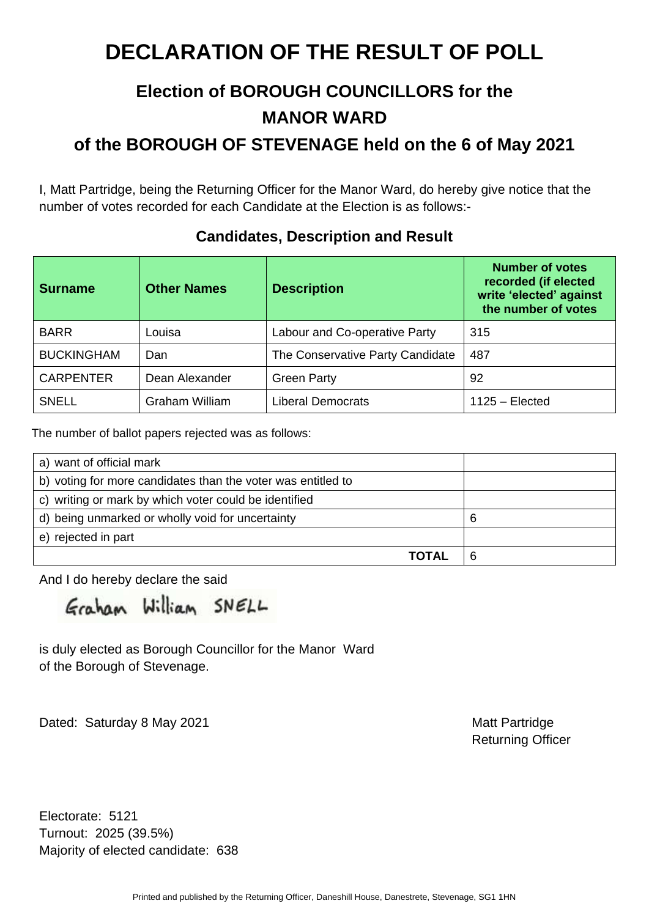# DECLARATION OF THE RESULT OF POLL

## Election of BOROUGH COUNCILLORS for the MANOR WARD

## of the BOROUGH OF STEVENAGE held on the 6 of May 2021

I, Matt Partridge, being the Returning Officer for the Manor Ward, do hereby give notice that the number of votes recorded for each Candidate at the Election is as follows:-

### Candidates, Description and Result

| Surname | Other Names | Description | Number of votes recorded (if elected write 'elected' against the number of votes |
|---|---|---|---|
| BARR | Louisa | Labour and Co-operative Party | 315 |
| BUCKINGHAM | Dan | The Conservative Party Candidate | 487 |
| CARPENTER | Dean Alexander | Green Party | 92 |
| SNELL | Graham William | Liberal Democrats | 1125 – Elected |

The number of ballot papers rejected was as follows:

| | |
|---|---|
| a) want of official mark | |
| b) voting for more candidates than the voter was entitled to | |
| c) writing or mark by which voter could be identified | |
| d) being unmarked or wholly void for uncertainty | 6 |
| e) rejected in part | |
| **TOTAL** | 6 |

And I do hereby declare the said

Graham William SNELL

is duly elected as Borough Councillor for the Manor Ward of the Borough of Stevenage.

Dated: Saturday 8 May 2021

Matt Partridge
Returning Officer

Electorate: 5121
Turnout: 2025 (39.5%)
Majority of elected candidate: 638

Printed and published by the Returning Officer, Daneshill House, Danestrete, Stevenage, SG1 1HN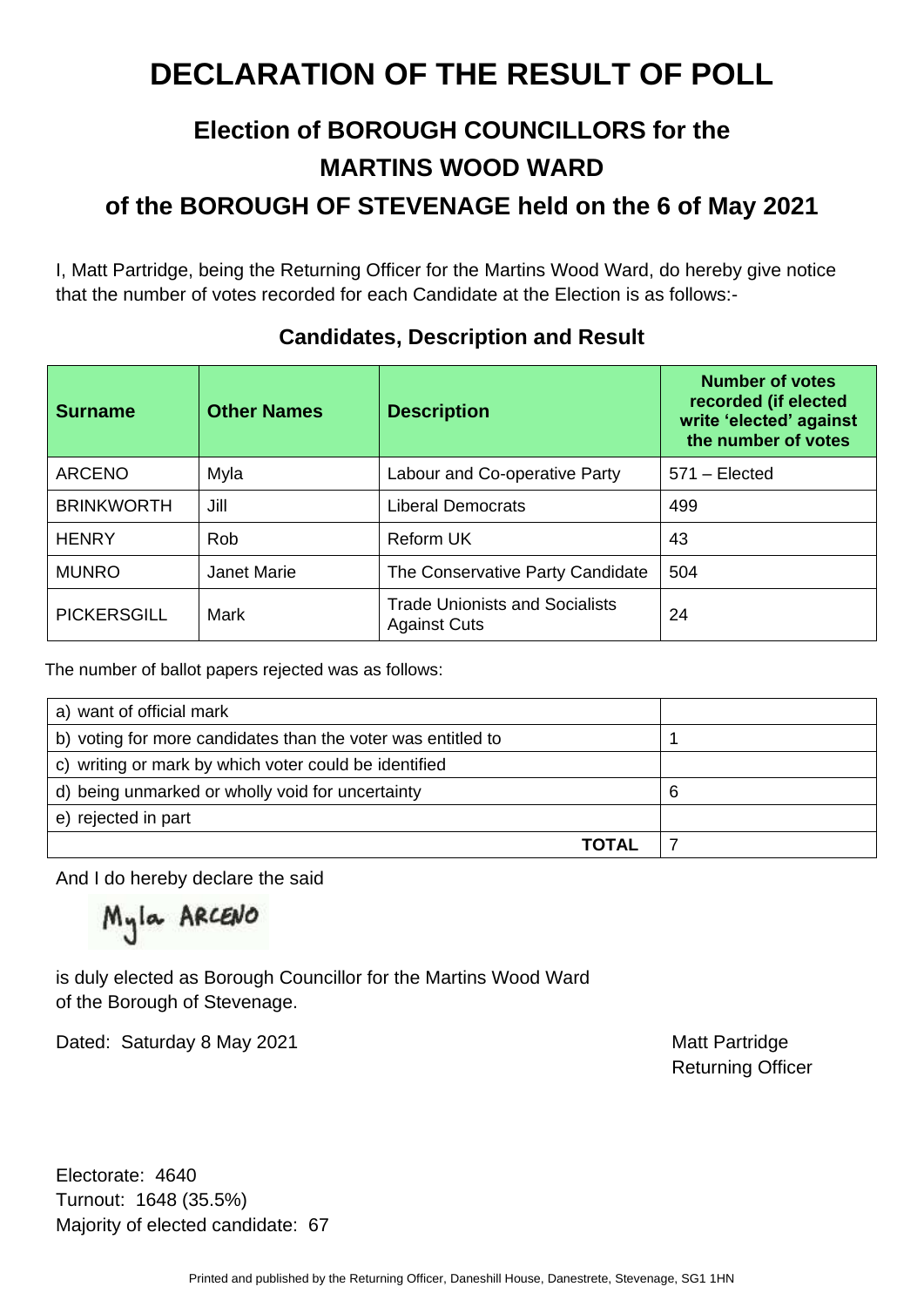# DECLARATION OF THE RESULT OF POLL

## Election of BOROUGH COUNCILLORS for the MARTINS WOOD WARD of the BOROUGH OF STEVENAGE held on the 6 of May 2021

I, Matt Partridge, being the Returning Officer for the Martins Wood Ward, do hereby give notice that the number of votes recorded for each Candidate at the Election is as follows:-

### Candidates, Description and Result

| Surname | Other Names | Description | Number of votes recorded (if elected write 'elected' against the number of votes |
|---|---|---|---|
| ARCENO | Myla | Labour and Co-operative Party | 571 – Elected |
| BRINKWORTH | Jill | Liberal Democrats | 499 |
| HENRY | Rob | Reform UK | 43 |
| MUNRO | Janet Marie | The Conservative Party Candidate | 504 |
| PICKERSGILL | Mark | Trade Unionists and Socialists Against Cuts | 24 |

The number of ballot papers rejected was as follows:

| | |
|---|---|
| a) want of official mark | |
| b) voting for more candidates than the voter was entitled to | 1 |
| c) writing or mark by which voter could be identified | |
| d) being unmarked or wholly void for uncertainty | 6 |
| e) rejected in part | |
| **TOTAL** | 7 |

And I do hereby declare the said

Myla ARCENO

is duly elected as Borough Councillor for the Martins Wood Ward of the Borough of Stevenage.

Dated: Saturday 8 May 2021

Matt Partridge
Returning Officer

Electorate: 4640
Turnout: 1648 (35.5%)
Majority of elected candidate: 67

Printed and published by the Returning Officer, Daneshill House, Danestrete, Stevenage, SG1 1HN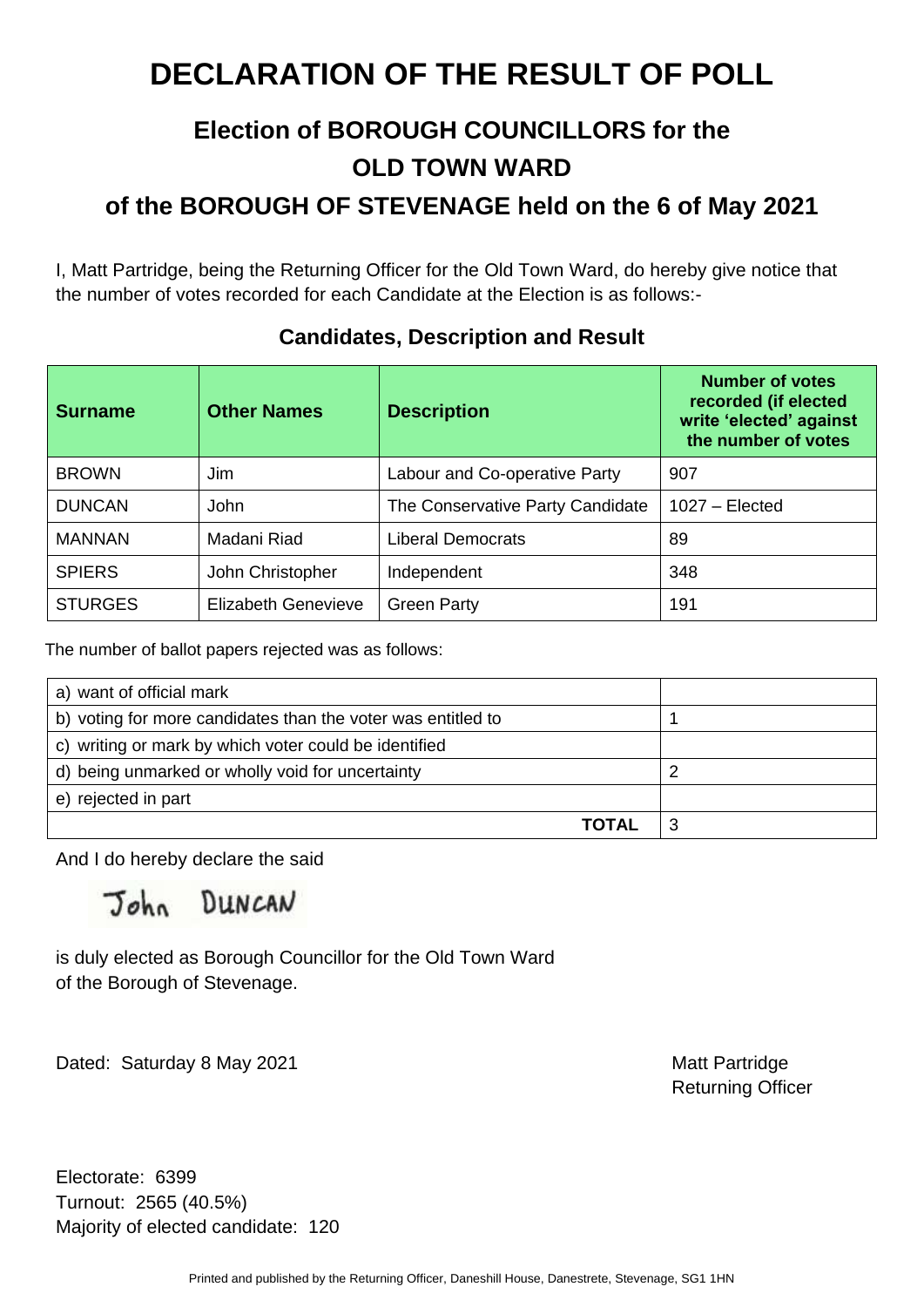# DECLARATION OF THE RESULT OF POLL

## Election of BOROUGH COUNCILLORS for the OLD TOWN WARD of the BOROUGH OF STEVENAGE held on the 6 of May 2021

I, Matt Partridge, being the Returning Officer for the Old Town Ward, do hereby give notice that the number of votes recorded for each Candidate at the Election is as follows:-

### Candidates, Description and Result

| Surname | Other Names | Description | Number of votes recorded (if elected write 'elected' against the number of votes |
|---|---|---|---|
| BROWN | Jim | Labour and Co-operative Party | 907 |
| DUNCAN | John | The Conservative Party Candidate | 1027 – Elected |
| MANNAN | Madani Riad | Liberal Democrats | 89 |
| SPIERS | John Christopher | Independent | 348 |
| STURGES | Elizabeth Genevieve | Green Party | 191 |

The number of ballot papers rejected was as follows:

| | |
|---|---|
| a) want of official mark | |
| b) voting for more candidates than the voter was entitled to | 1 |
| c) writing or mark by which voter could be identified | |
| d) being unmarked or wholly void for uncertainty | 2 |
| e) rejected in part | |
| **TOTAL** | 3 |

And I do hereby declare the said

John DUNCAN

is duly elected as Borough Councillor for the Old Town Ward of the Borough of Stevenage.

Dated: Saturday 8 May 2021

Matt Partridge
Returning Officer

Electorate: 6399
Turnout: 2565 (40.5%)
Majority of elected candidate: 120

Printed and published by the Returning Officer, Daneshill House, Danestrete, Stevenage, SG1 1HN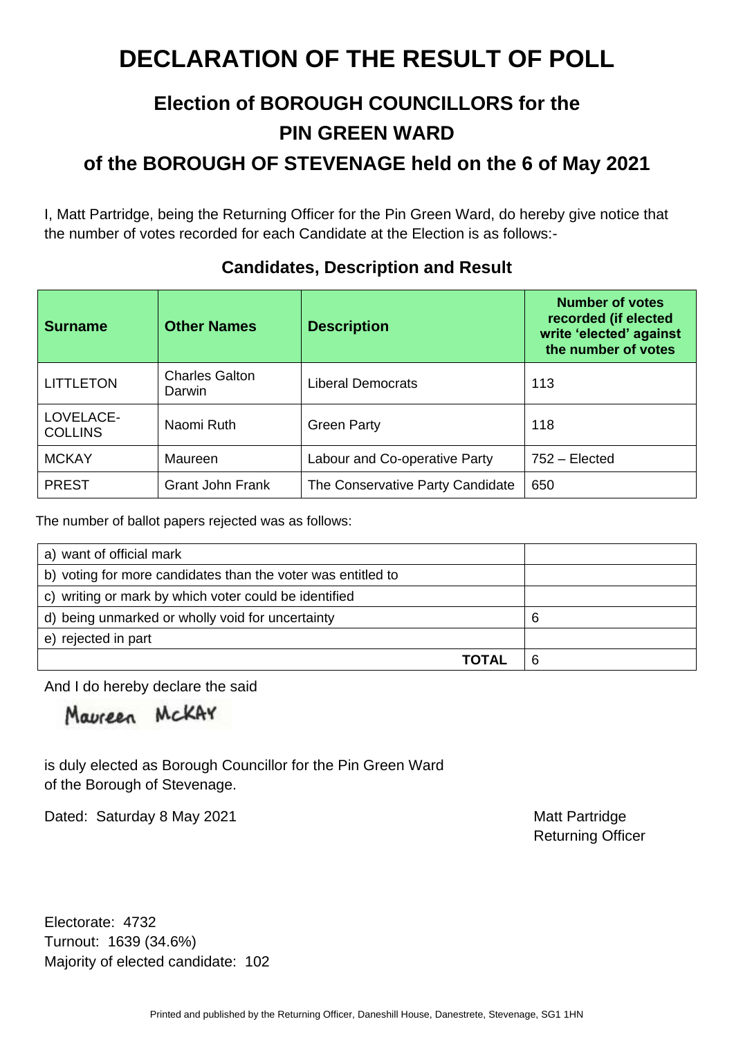# DECLARATION OF THE RESULT OF POLL

## Election of BOROUGH COUNCILLORS for the PIN GREEN WARD

## of the BOROUGH OF STEVENAGE held on the 6 of May 2021

I, Matt Partridge, being the Returning Officer for the Pin Green Ward, do hereby give notice that the number of votes recorded for each Candidate at the Election is as follows:-

### Candidates, Description and Result

| Surname | Other Names | Description | Number of votes recorded (if elected write 'elected' against the number of votes |
|---|---|---|---|
| LITTLETON | Charles Galton Darwin | Liberal Democrats | 113 |
| LOVELACE-COLLINS | Naomi Ruth | Green Party | 118 |
| MCKAY | Maureen | Labour and Co-operative Party | 752 – Elected |
| PREST | Grant John Frank | The Conservative Party Candidate | 650 |

The number of ballot papers rejected was as follows:

| | |
|---|---|
| a) want of official mark | |
| b) voting for more candidates than the voter was entitled to | |
| c) writing or mark by which voter could be identified | |
| d) being unmarked or wholly void for uncertainty | 6 |
| e) rejected in part | |
| **TOTAL** | 6 |

And I do hereby declare the said

Maureen McKAY

is duly elected as Borough Councillor for the Pin Green Ward of the Borough of Stevenage.

Dated: Saturday 8 May 2021

Matt Partridge
Returning Officer

Electorate: 4732
Turnout: 1639 (34.6%)
Majority of elected candidate: 102

Printed and published by the Returning Officer, Daneshill House, Danestrete, Stevenage, SG1 1HN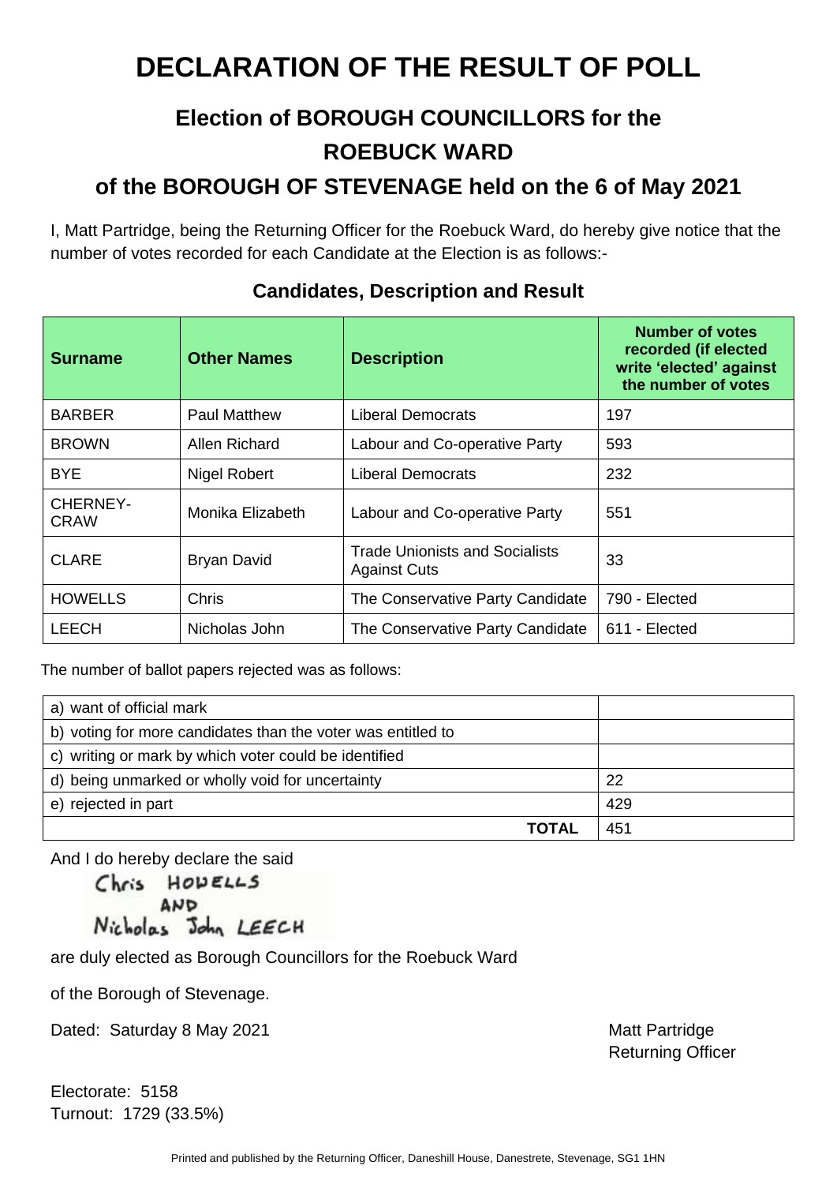# DECLARATION OF THE RESULT OF POLL

## Election of BOROUGH COUNCILLORS for the ROEBUCK WARD

## of the BOROUGH OF STEVENAGE held on the 6 of May 2021

I, Matt Partridge, being the Returning Officer for the Roebuck Ward, do hereby give notice that the number of votes recorded for each Candidate at the Election is as follows:-

### Candidates, Description and Result

| Surname | Other Names | Description | Number of votes recorded (if elected write 'elected' against the number of votes |
|---|---|---|---|
| BARBER | Paul Matthew | Liberal Democrats | 197 |
| BROWN | Allen Richard | Labour and Co-operative Party | 593 |
| BYE | Nigel Robert | Liberal Democrats | 232 |
| CHERNEY-CRAW | Monika Elizabeth | Labour and Co-operative Party | 551 |
| CLARE | Bryan David | Trade Unionists and Socialists Against Cuts | 33 |
| HOWELLS | Chris | The Conservative Party Candidate | 790 - Elected |
| LEECH | Nicholas John | The Conservative Party Candidate | 611 - Elected |

The number of ballot papers rejected was as follows:

| | |
|---|---|
| a) want of official mark | |
| b) voting for more candidates than the voter was entitled to | |
| c) writing or mark by which voter could be identified | |
| d) being unmarked or wholly void for uncertainty | 22 |
| e) rejected in part | 429 |
| **TOTAL** | 451 |

And I do hereby declare the said

Chris HOWELLS
AND
Nicholas John LEECH

are duly elected as Borough Councillors for the Roebuck Ward

of the Borough of Stevenage.

Dated: Saturday 8 May 2021

Matt Partridge
Returning Officer

Electorate: 5158
Turnout: 1729 (33.5%)

Printed and published by the Returning Officer, Daneshill House, Danestrete, Stevenage, SG1 1HN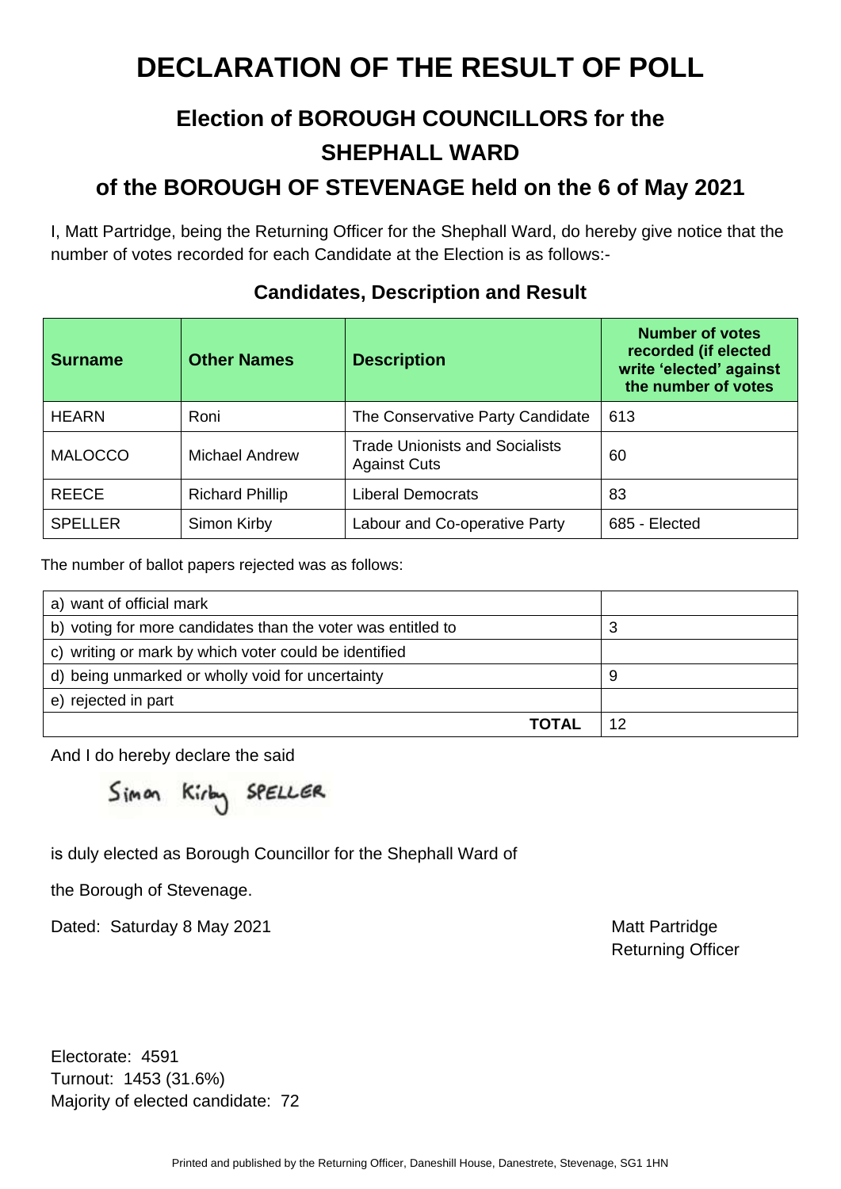# DECLARATION OF THE RESULT OF POLL

## Election of BOROUGH COUNCILLORS for the SHEPHALL WARD

## of the BOROUGH OF STEVENAGE held on the 6 of May 2021

I, Matt Partridge, being the Returning Officer for the Shephall Ward, do hereby give notice that the number of votes recorded for each Candidate at the Election is as follows:-

### Candidates, Description and Result

| Surname | Other Names | Description | Number of votes recorded (if elected write 'elected' against the number of votes |
|---|---|---|---|
| HEARN | Roni | The Conservative Party Candidate | 613 |
| MALOCCO | Michael Andrew | Trade Unionists and Socialists Against Cuts | 60 |
| REECE | Richard Phillip | Liberal Democrats | 83 |
| SPELLER | Simon Kirby | Labour and Co-operative Party | 685 - Elected |

The number of ballot papers rejected was as follows:

| | |
|---|---|
| a) want of official mark | |
| b) voting for more candidates than the voter was entitled to | 3 |
| c) writing or mark by which voter could be identified | |
| d) being unmarked or wholly void for uncertainty | 9 |
| e) rejected in part | |
| **TOTAL** | 12 |

And I do hereby declare the said

Simon Kirby SPELLER

is duly elected as Borough Councillor for the Shephall Ward of

the Borough of Stevenage.

Dated: Saturday 8 May 2021

Matt Partridge
Returning Officer

Electorate: 4591
Turnout: 1453 (31.6%)
Majority of elected candidate: 72

Printed and published by the Returning Officer, Daneshill House, Danestrete, Stevenage, SG1 1HN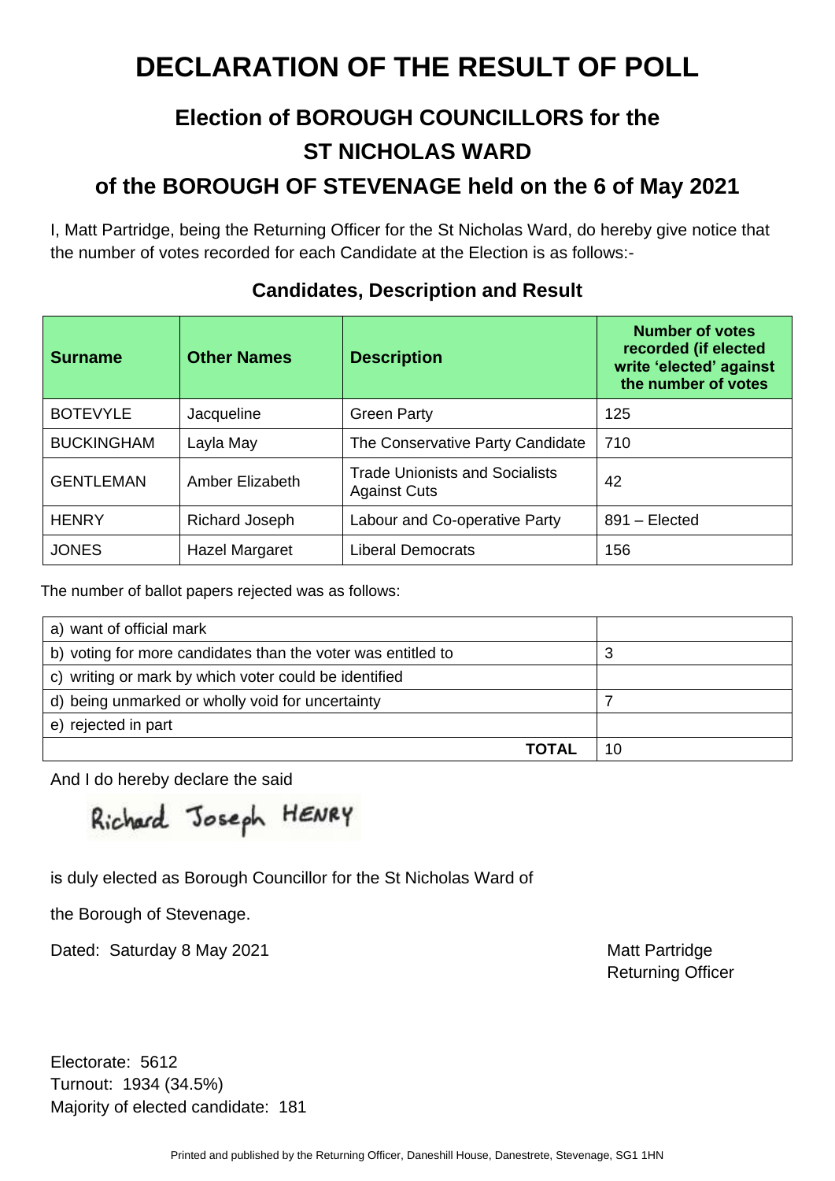# DECLARATION OF THE RESULT OF POLL

## Election of BOROUGH COUNCILLORS for the ST NICHOLAS WARD of the BOROUGH OF STEVENAGE held on the 6 of May 2021

I, Matt Partridge, being the Returning Officer for the St Nicholas Ward, do hereby give notice that the number of votes recorded for each Candidate at the Election is as follows:-

### Candidates, Description and Result

| Surname | Other Names | Description | Number of votes recorded (if elected write 'elected' against the number of votes |
|---|---|---|---|
| BOTEVYLE | Jacqueline | Green Party | 125 |
| BUCKINGHAM | Layla May | The Conservative Party Candidate | 710 |
| GENTLEMAN | Amber Elizabeth | Trade Unionists and Socialists Against Cuts | 42 |
| HENRY | Richard Joseph | Labour and Co-operative Party | 891 – Elected |
| JONES | Hazel Margaret | Liberal Democrats | 156 |

The number of ballot papers rejected was as follows:

| | |
|---|---|
| a) want of official mark | |
| b) voting for more candidates than the voter was entitled to | 3 |
| c) writing or mark by which voter could be identified | |
| d) being unmarked or wholly void for uncertainty | 7 |
| e) rejected in part | |
| **TOTAL** | 10 |

And I do hereby declare the said

Richard Joseph HENRY

is duly elected as Borough Councillor for the St Nicholas Ward of

the Borough of Stevenage.

Dated: Saturday 8 May 2021

Matt Partridge
Returning Officer

Electorate: 5612
Turnout: 1934 (34.5%)
Majority of elected candidate: 181

Printed and published by the Returning Officer, Daneshill House, Danestrete, Stevenage, SG1 1HN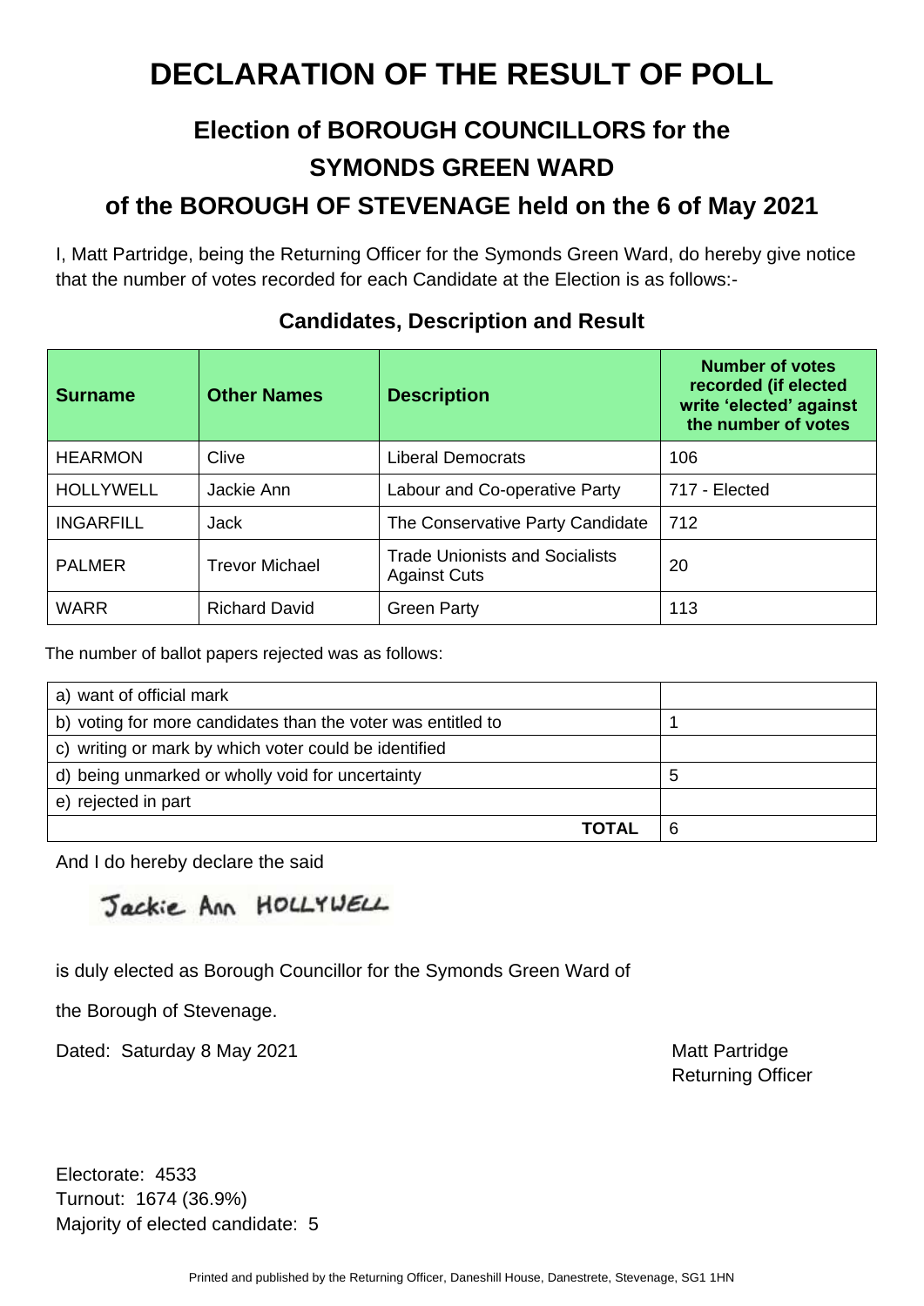# DECLARATION OF THE RESULT OF POLL

## Election of BOROUGH COUNCILLORS for the SYMONDS GREEN WARD

## of the BOROUGH OF STEVENAGE held on the 6 of May 2021

I, Matt Partridge, being the Returning Officer for the Symonds Green Ward, do hereby give notice that the number of votes recorded for each Candidate at the Election is as follows:-

### Candidates, Description and Result

| Surname | Other Names | Description | Number of votes recorded (if elected write 'elected' against the number of votes |
|---|---|---|---|
| HEARMON | Clive | Liberal Democrats | 106 |
| HOLLYWELL | Jackie Ann | Labour and Co-operative Party | 717 - Elected |
| INGARFILL | Jack | The Conservative Party Candidate | 712 |
| PALMER | Trevor Michael | Trade Unionists and Socialists Against Cuts | 20 |
| WARR | Richard David | Green Party | 113 |

The number of ballot papers rejected was as follows:

| | |
|---|---|
| a) want of official mark | |
| b) voting for more candidates than the voter was entitled to | 1 |
| c) writing or mark by which voter could be identified | |
| d) being unmarked or wholly void for uncertainty | 5 |
| e) rejected in part | |
| **TOTAL** | 6 |

And I do hereby declare the said

Jackie Ann HOLLYWELL

is duly elected as Borough Councillor for the Symonds Green Ward of

the Borough of Stevenage.

Dated: Saturday 8 May 2021

Matt Partridge
Returning Officer

Electorate: 4533
Turnout: 1674 (36.9%)
Majority of elected candidate: 5

Printed and published by the Returning Officer, Daneshill House, Danestrete, Stevenage, SG1 1HN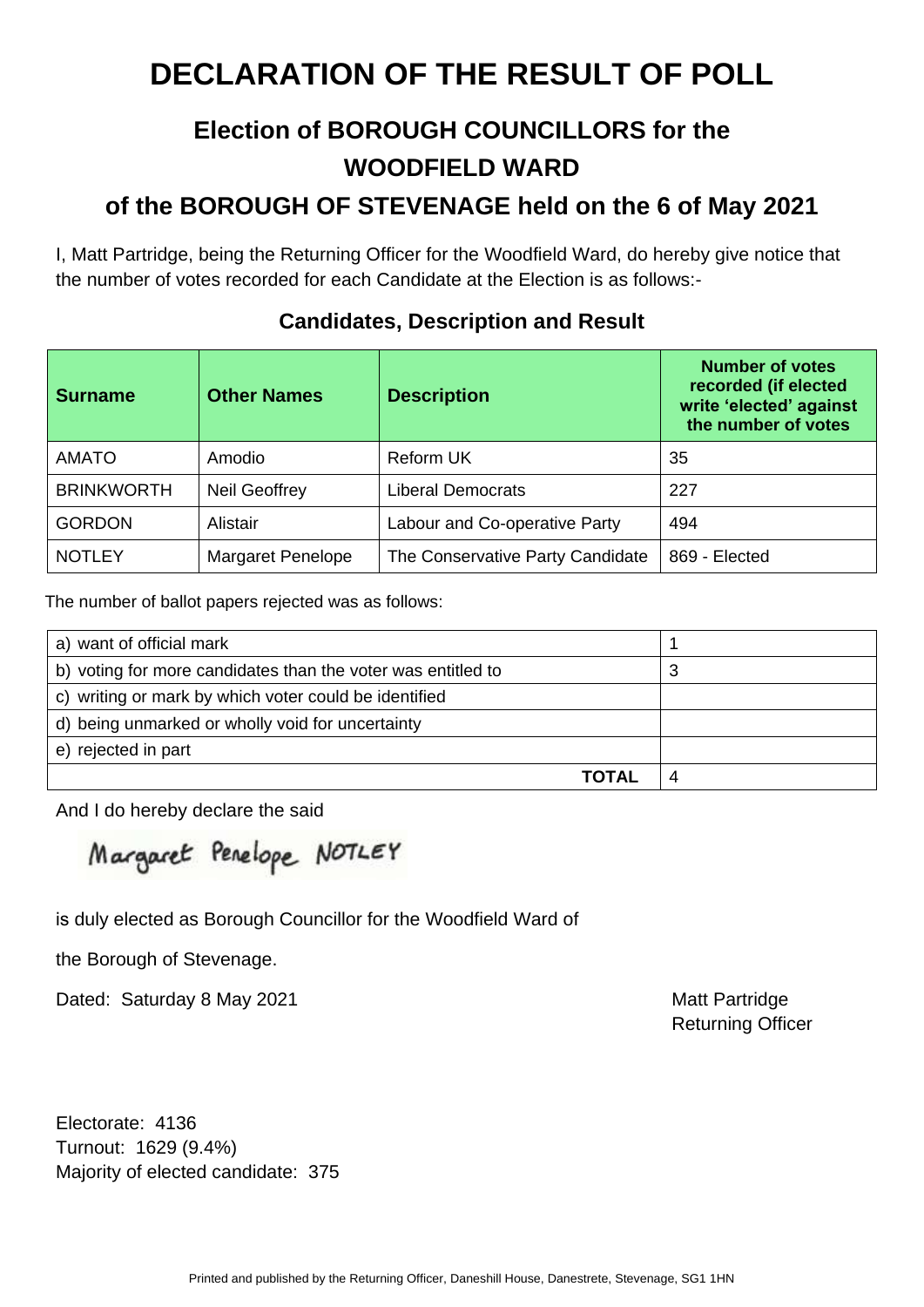# DECLARATION OF THE RESULT OF POLL

## Election of BOROUGH COUNCILLORS for the WOODFIELD WARD

## of the BOROUGH OF STEVENAGE held on the 6 of May 2021

I, Matt Partridge, being the Returning Officer for the Woodfield Ward, do hereby give notice that the number of votes recorded for each Candidate at the Election is as follows:-

### Candidates, Description and Result

| Surname | Other Names | Description | Number of votes recorded (if elected write 'elected' against the number of votes |
|---|---|---|---|
| AMATO | Amodio | Reform UK | 35 |
| BRINKWORTH | Neil Geoffrey | Liberal Democrats | 227 |
| GORDON | Alistair | Labour and Co-operative Party | 494 |
| NOTLEY | Margaret Penelope | The Conservative Party Candidate | 869 - Elected |

The number of ballot papers rejected was as follows:

| | |
|---|---|
| a) want of official mark | 1 |
| b) voting for more candidates than the voter was entitled to | 3 |
| c) writing or mark by which voter could be identified | |
| d) being unmarked or wholly void for uncertainty | |
| e) rejected in part | |
| **TOTAL** | 4 |

And I do hereby declare the said

Margaret Penelope NOTLEY

is duly elected as Borough Councillor for the Woodfield Ward of

the Borough of Stevenage.

Dated: Saturday 8 May 2021

Matt Partridge
Returning Officer

Electorate: 4136
Turnout: 1629 (9.4%)
Majority of elected candidate: 375

Printed and published by the Returning Officer, Daneshill House, Danestrete, Stevenage, SG1 1HN